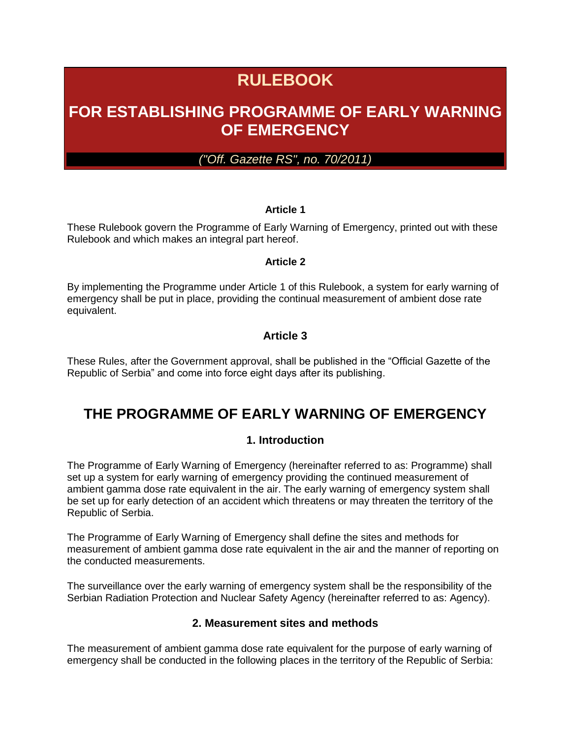# RULEBOOK

# FOR ESTABLISHING PROGRAMME OF EARLY WARNING OF EMERGENCY

*("Off. Gazette RS", no. 70/2011)*

**Article 1**

These Rulebook govern the Programme of Early Warning of Emergency, printed out with these Rulebook and which makes an integral part hereof.

**Article 2**

By implementing the Programme under Article 1 of this Rulebook, a system for early warning of emergency shall be put in place, providing the continual measurement of ambient dose rate equivalent.

**Article 3**

These Rules, after the Government approval, shall be published in the "Official Gazette of the Republic of Serbia" and come into force eight days after its publishing.

## THE PROGRAMME OF EARLY WARNING OF EMERGENCY

### 1. Introduction

The Programme of Early Warning of Emergency (hereinafter referred to as: Programme) shall set up a system for early warning of emergency providing the continued measurement of ambient gamma dose rate equivalent in the air. The early warning of emergency system shall be set up for early detection of an accident which threatens or may threaten the territory of the Republic of Serbia.

The Programme of Early Warning of Emergency shall define the sites and methods for measurement of ambient gamma dose rate equivalent in the air and the manner of reporting on the conducted measurements.

The surveillance over the early warning of emergency system shall be the responsibility of the Serbian Radiation Protection and Nuclear Safety Agency (hereinafter referred to as: Agency).

### 2. Measurement sites and methods

The measurement of ambient gamma dose rate equivalent for the purpose of early warning of emergency shall be conducted in the following places in the territory of the Republic of Serbia: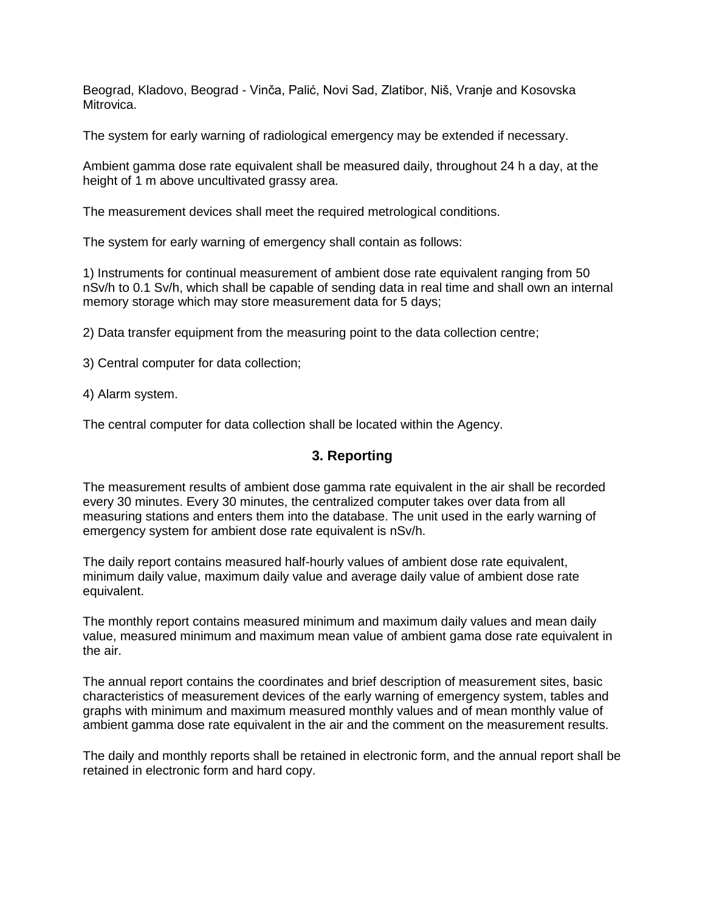Beograd, Kladovo, Beograd - Vinča, Palić, Novi Sad, Zlatibor, Niš, Vranje and Kosovska Mitrovica.

The system for early warning of radiological emergency may be extended if necessary.

Ambient gamma dose rate equivalent shall be measured daily, throughout 24 h a day, at the height of 1 m above uncultivated grassy area.

The measurement devices shall meet the required metrological conditions.

The system for early warning of emergency shall contain as follows:

1) Instruments for continual measurement of ambient dose rate equivalent ranging from 50 nSv/h to 0.1 Sv/h, which shall be capable of sending data in real time and shall own an internal memory storage which may store measurement data for 5 days;

2) Data transfer equipment from the measuring point to the data collection centre;

3) Central computer for data collection;

4) Alarm system.

The central computer for data collection shall be located within the Agency.

## 3. Reporting

The measurement results of ambient dose gamma rate equivalent in the air shall be recorded every 30 minutes. Every 30 minutes, the centralized computer takes over data from all measuring stations and enters them into the database. The unit used in the early warning of emergency system for ambient dose rate equivalent is nSv/h.

The daily report contains measured half-hourly values of ambient dose rate equivalent, minimum daily value, maximum daily value and average daily value of ambient dose rate equivalent.

The monthly report contains measured minimum and maximum daily values and mean daily value, measured minimum and maximum mean value of ambient gama dose rate equivalent in the air.

The annual report contains the coordinates and brief description of measurement sites, basic characteristics of measurement devices of the early warning of emergency system, tables and graphs with minimum and maximum measured monthly values and of mean monthly value of ambient gamma dose rate equivalent in the air and the comment on the measurement results.

The daily and monthly reports shall be retained in electronic form, and the annual report shall be retained in electronic form and hard copy.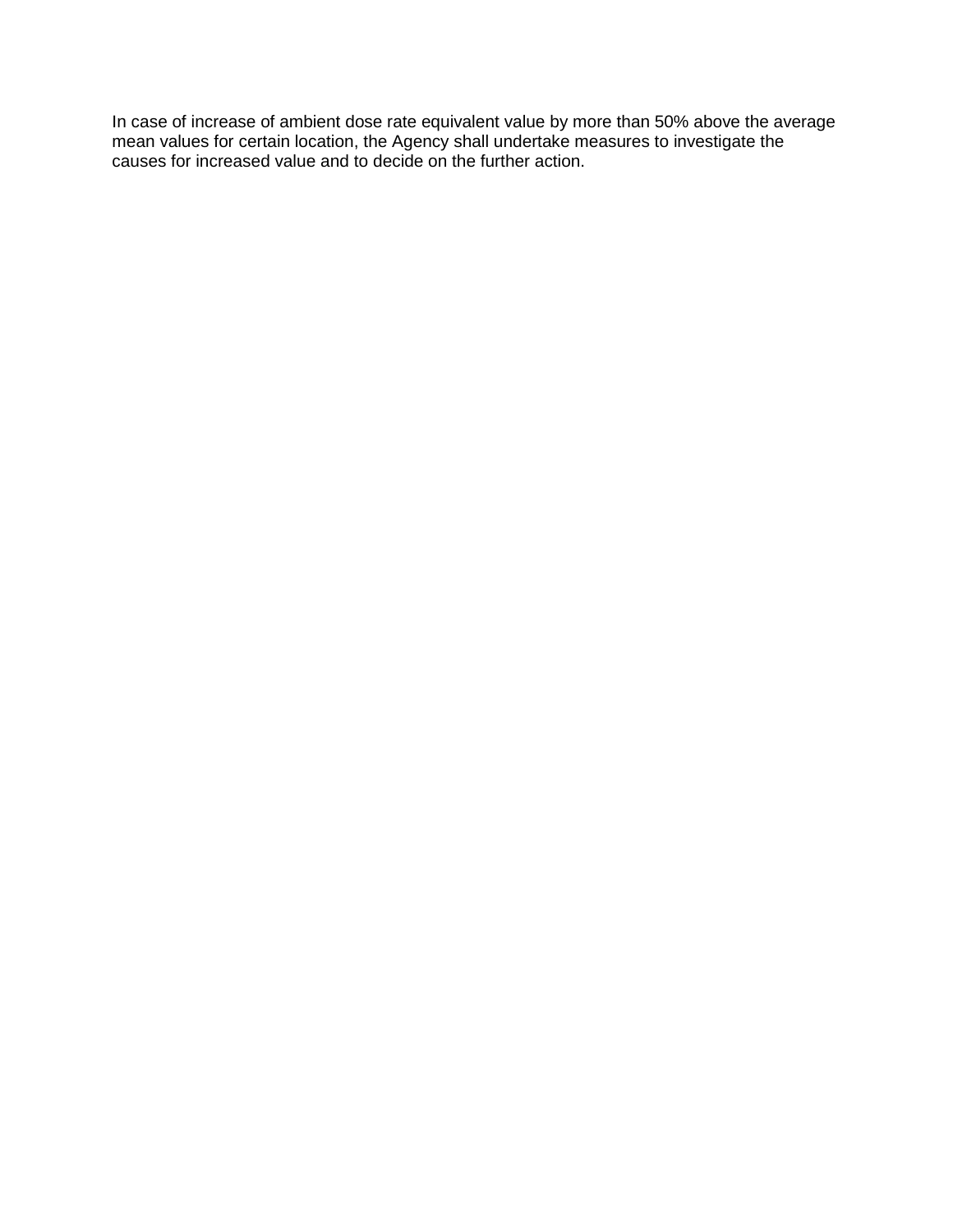In case of increase of ambient dose rate equivalent value by more than 50% above the average mean values for certain location, the Agency shall undertake measures to investigate the causes for increased value and to decide on the further action.